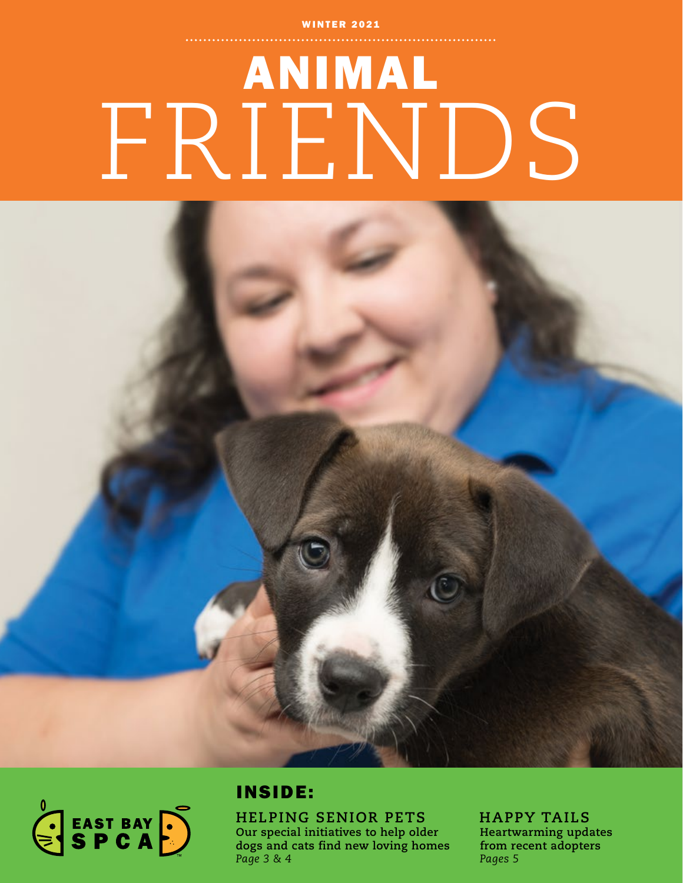WINTER 2021

# ANIMAL FRIENDS

EAST BAY SPCA

## INSIDE:

### HELPING SENIOR PETS

**Our special initiatives to help older dogs and cats find new loving homes**
*Page 3 & 4*

### HAPPY TAILS

**Heartwarming updates from recent adopters**
*Pages 5*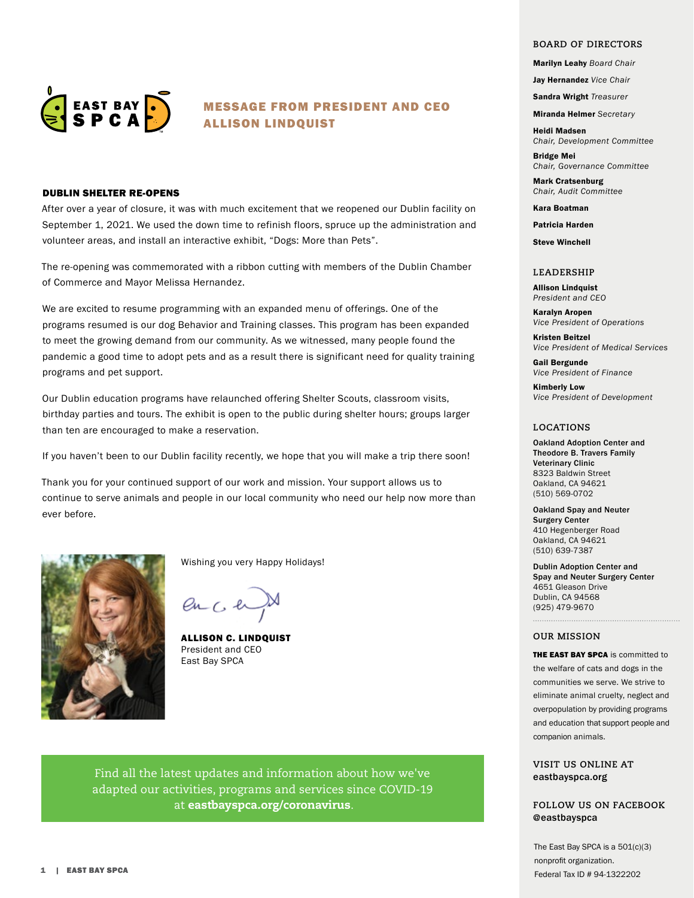# MESSAGE FROM PRESIDENT AND CEO ALLISON LINDQUIST

## DUBLIN SHELTER RE-OPENS

After over a year of closure, it was with much excitement that we reopened our Dublin facility on September 1, 2021. We used the down time to refinish floors, spruce up the administration and volunteer areas, and install an interactive exhibit, "Dogs: More than Pets".

The re-opening was commemorated with a ribbon cutting with members of the Dublin Chamber of Commerce and Mayor Melissa Hernandez.

We are excited to resume programming with an expanded menu of offerings. One of the programs resumed is our dog Behavior and Training classes. This program has been expanded to meet the growing demand from our community. As we witnessed, many people found the pandemic a good time to adopt pets and as a result there is significant need for quality training programs and pet support.

Our Dublin education programs have relaunched offering Shelter Scouts, classroom visits, birthday parties and tours. The exhibit is open to the public during shelter hours; groups larger than ten are encouraged to make a reservation.

If you haven't been to our Dublin facility recently, we hope that you will make a trip there soon!

Thank you for your continued support of our work and mission. Your support allows us to continue to serve animals and people in our local community who need our help now more than ever before.

Wishing you very Happy Holidays!

**ALLISON C. LINDQUIST**
President and CEO
East Bay SPCA

Find all the latest updates and information about how we've adapted our activities, programs and services since COVID-19 at **eastbayspca.org/coronavirus**.

### BOARD OF DIRECTORS

**Marilyn Leahy** *Board Chair*
**Jay Hernandez** *Vice Chair*
**Sandra Wright** *Treasurer*
**Miranda Helmer** *Secretary*
**Heidi Madsen** *Chair, Development Committee*
**Bridge Mei** *Chair, Governance Committee*
**Mark Cratsenburg** *Chair, Audit Committee*
**Kara Boatman**
**Patricia Harden**
**Steve Winchell**

### LEADERSHIP

**Allison Lindquist** *President and CEO*
**Karalyn Aropen** *Vice President of Operations*
**Kristen Beitzel** *Vice President of Medical Services*
**Gail Bergunde** *Vice President of Finance*
**Kimberly Low** *Vice President of Development*

### LOCATIONS

**Oakland Adoption Center and Theodore B. Travers Family Veterinary Clinic**
8323 Baldwin Street
Oakland, CA 94621
(510) 569-0702

**Oakland Spay and Neuter Surgery Center**
410 Hegenberger Road
Oakland, CA 94621
(510) 639-7387

**Dublin Adoption Center and Spay and Neuter Surgery Center**
4651 Gleason Drive
Dublin, CA 94568
(925) 479-9670

### OUR MISSION

**THE EAST BAY SPCA** is committed to the welfare of cats and dogs in the communities we serve. We strive to eliminate animal cruelty, neglect and overpopulation by providing programs and education that support people and companion animals.

### VISIT US ONLINE AT

**eastbayspca.org**

### FOLLOW US ON FACEBOOK

**@eastbayspca**

The East Bay SPCA is a 501(c)(3) nonprofit organization.
Federal Tax ID # 94-1322202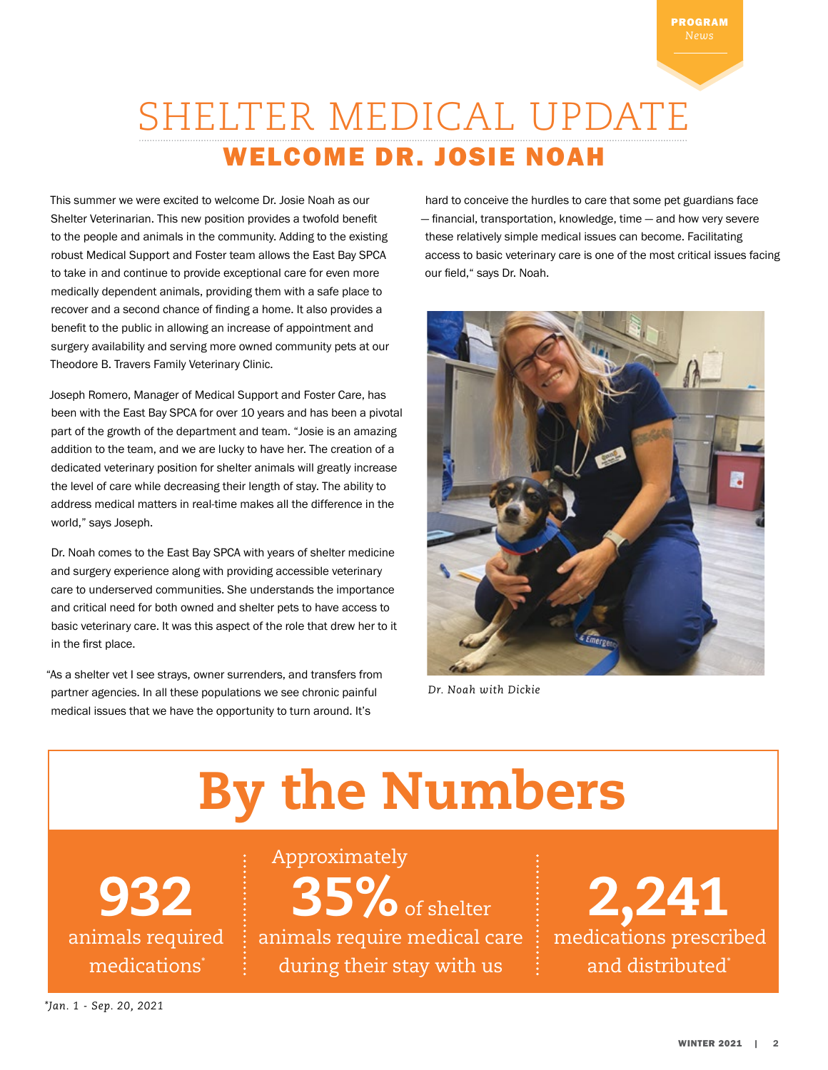PROGRAM *News*

# SHELTER MEDICAL UPDATE

## WELCOME DR. JOSIE NOAH

This summer we were excited to welcome Dr. Josie Noah as our Shelter Veterinarian. This new position provides a twofold benefit to the people and animals in the community. Adding to the existing robust Medical Support and Foster team allows the East Bay SPCA to take in and continue to provide exceptional care for even more medically dependent animals, providing them with a safe place to recover and a second chance of finding a home. It also provides a benefit to the public in allowing an increase of appointment and surgery availability and serving more owned community pets at our Theodore B. Travers Family Veterinary Clinic.

Joseph Romero, Manager of Medical Support and Foster Care, has been with the East Bay SPCA for over 10 years and has been a pivotal part of the growth of the department and team. "Josie is an amazing addition to the team, and we are lucky to have her. The creation of a dedicated veterinary position for shelter animals will greatly increase the level of care while decreasing their length of stay. The ability to address medical matters in real-time makes all the difference in the world," says Joseph.

Dr. Noah comes to the East Bay SPCA with years of shelter medicine and surgery experience along with providing accessible veterinary care to underserved communities. She understands the importance and critical need for both owned and shelter pets to have access to basic veterinary care. It was this aspect of the role that drew her to it in the first place.

"As a shelter vet I see strays, owner surrenders, and transfers from partner agencies. In all these populations we see chronic painful medical issues that we have the opportunity to turn around. It's hard to conceive the hurdles to care that some pet guardians face — financial, transportation, knowledge, time — and how very severe these relatively simple medical issues can become. Facilitating access to basic veterinary care is one of the most critical issues facing our field," says Dr. Noah.

*Dr. Noah with Dickie*

# By the Numbers

**932** animals required medications*

Approximately **35%** of shelter animals require medical care during their stay with us

**2,241** medications prescribed and distributed*

*\*Jan. 1 - Sep. 20, 2021*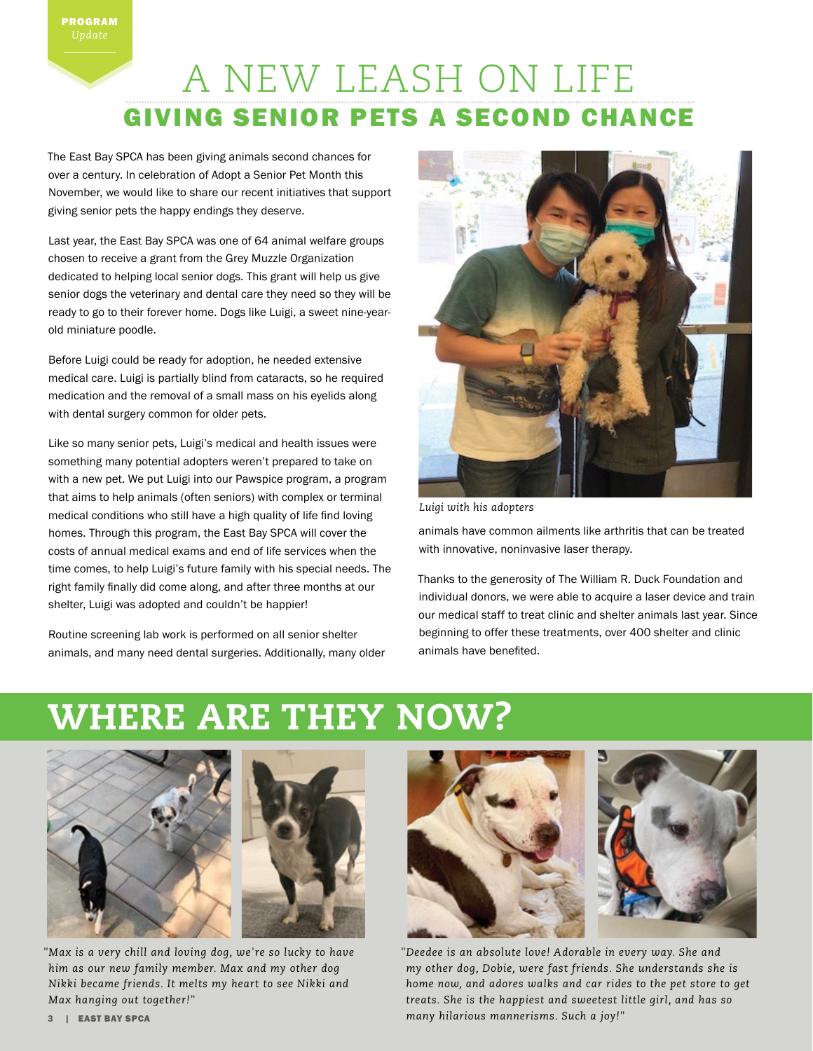PROGRAM *Update*

# A NEW LEASH ON LIFE

## GIVING SENIOR PETS A SECOND CHANCE

The East Bay SPCA has been giving animals second chances for over a century. In celebration of Adopt a Senior Pet Month this November, we would like to share our recent initiatives that support giving senior pets the happy endings they deserve.

Last year, the East Bay SPCA was one of 64 animal welfare groups chosen to receive a grant from the Grey Muzzle Organization dedicated to helping local senior dogs. This grant will help us give senior dogs the veterinary and dental care they need so they will be ready to go to their forever home. Dogs like Luigi, a sweet nine-year-old miniature poodle.

Before Luigi could be ready for adoption, he needed extensive medical care. Luigi is partially blind from cataracts, so he required medication and the removal of a small mass on his eyelids along with dental surgery common for older pets.

Like so many senior pets, Luigi's medical and health issues were something many potential adopters weren't prepared to take on with a new pet. We put Luigi into our Pawspice program, a program that aims to help animals (often seniors) with complex or terminal medical conditions who still have a high quality of life find loving homes. Through this program, the East Bay SPCA will cover the costs of annual medical exams and end of life services when the time comes, to help Luigi's future family with his special needs. The right family finally did come along, and after three months at our shelter, Luigi was adopted and couldn't be happier!

Routine screening lab work is performed on all senior shelter animals, and many need dental surgeries. Additionally, many older animals have common ailments like arthritis that can be treated with innovative, noninvasive laser therapy.

*Luigi with his adopters*

Thanks to the generosity of The William R. Duck Foundation and individual donors, we were able to acquire a laser device and train our medical staff to treat clinic and shelter animals last year. Since beginning to offer these treatments, over 400 shelter and clinic animals have benefited.

# WHERE ARE THEY NOW?

*"Max is a very chill and loving dog, we're so lucky to have him as our new family member. Max and my other dog Nikki became friends. It melts my heart to see Nikki and Max hanging out together!"*

*"Deedee is an absolute love! Adorable in every way. She and my other dog, Dobie, were fast friends. She understands she is home now, and adores walks and car rides to the pet store to get treats. She is the happiest and sweetest little girl, and has so many hilarious mannerisms. Such a joy!"*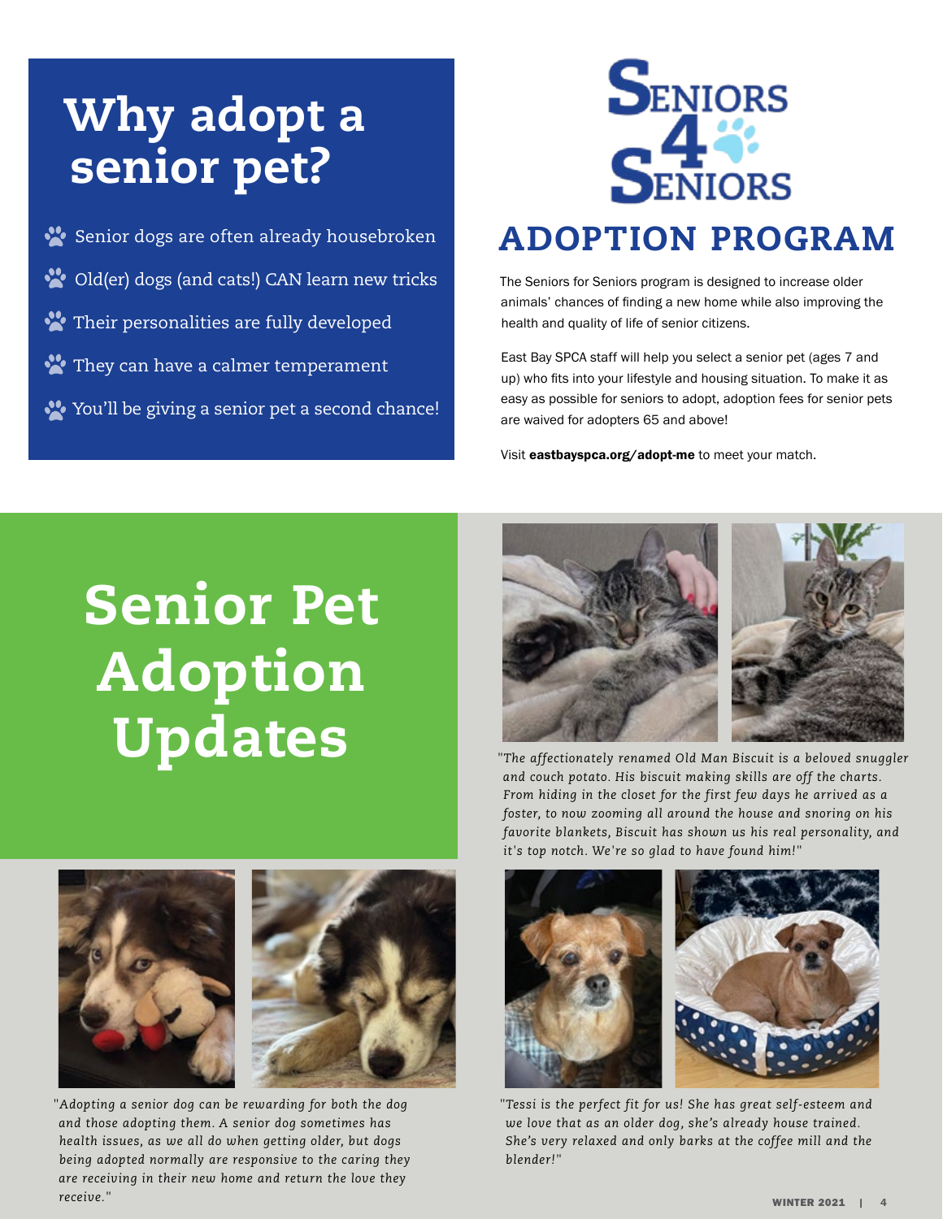# Why adopt a senior pet?

- Senior dogs are often already housebroken
- Old(er) dogs (and cats!) CAN learn new tricks
- Their personalities are fully developed
- They can have a calmer temperament
- You'll be giving a senior pet a second chance!

# Seniors 4 Seniors

## ADOPTION PROGRAM

The Seniors for Seniors program is designed to increase older animals' chances of finding a new home while also improving the health and quality of life of senior citizens.

East Bay SPCA staff will help you select a senior pet (ages 7 and up) who fits into your lifestyle and housing situation. To make it as easy as possible for seniors to adopt, adoption fees for senior pets are waived for adopters 65 and above!

Visit **eastbayspca.org/adopt-me** to meet your match.

# Senior Pet Adoption Updates

*"The affectionately renamed Old Man Biscuit is a beloved snuggler and couch potato. His biscuit making skills are off the charts. From hiding in the closet for the first few days he arrived as a foster, to now zooming all around the house and snoring on his favorite blankets, Biscuit has shown us his real personality, and it's top notch. We're so glad to have found him!"*

*"Adopting a senior dog can be rewarding for both the dog and those adopting them. A senior dog sometimes has health issues, as we all do when getting older, but dogs being adopted normally are responsive to the caring they are receiving in their new home and return the love they receive."*

*"Tessi is the perfect fit for us! She has great self-esteem and we love that as an older dog, she's already house trained. She's very relaxed and only barks at the coffee mill and the blender!"*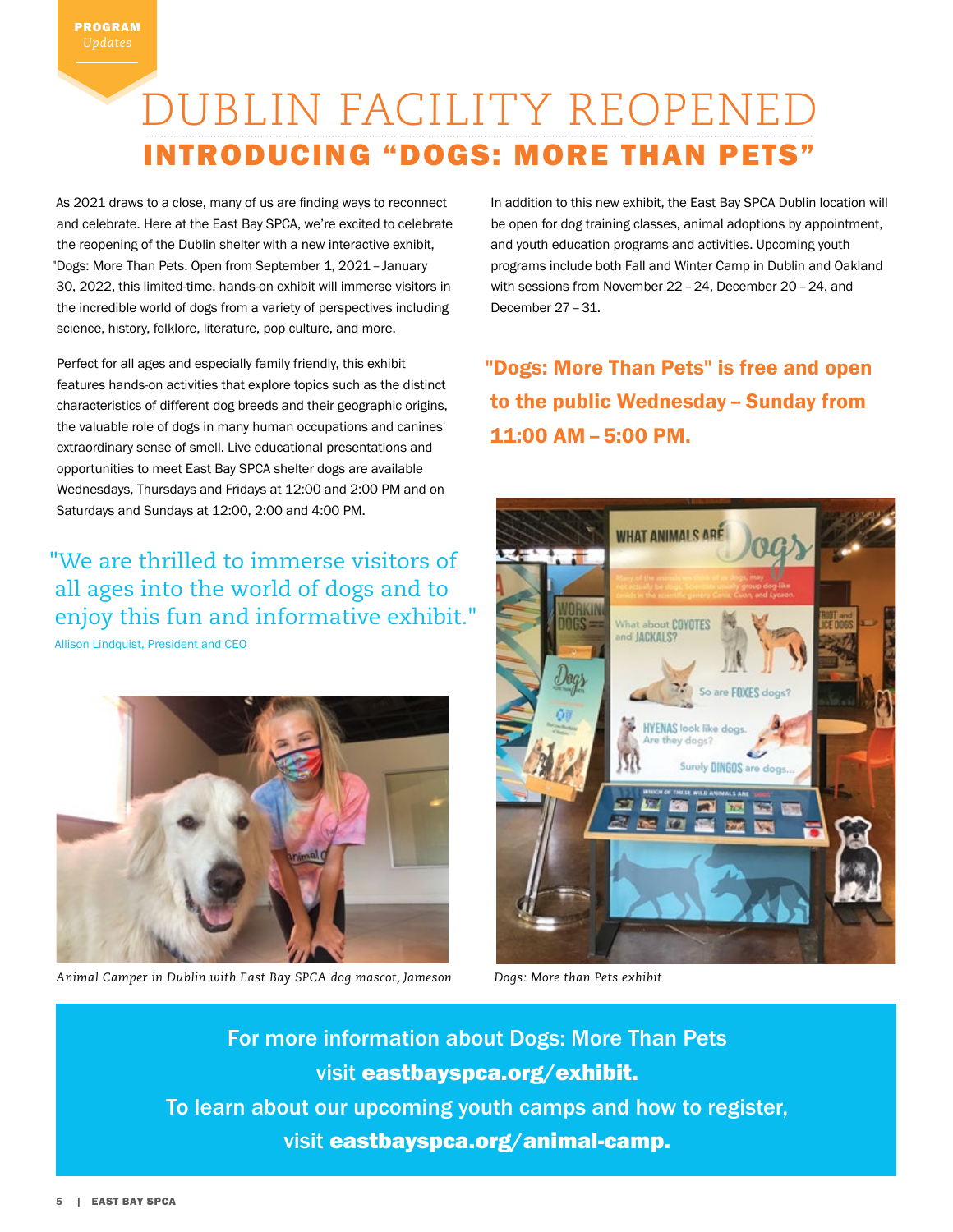PROGRAM *Updates*

# DUBLIN FACILITY REOPENED

## INTRODUCING "DOGS: MORE THAN PETS"

As 2021 draws to a close, many of us are finding ways to reconnect and celebrate. Here at the East Bay SPCA, we're excited to celebrate the reopening of the Dublin shelter with a new interactive exhibit, "Dogs: More Than Pets. Open from September 1, 2021 – January 30, 2022, this limited-time, hands-on exhibit will immerse visitors in the incredible world of dogs from a variety of perspectives including science, history, folklore, literature, pop culture, and more.

Perfect for all ages and especially family friendly, this exhibit features hands-on activities that explore topics such as the distinct characteristics of different dog breeds and their geographic origins, the valuable role of dogs in many human occupations and canines' extraordinary sense of smell. Live educational presentations and opportunities to meet East Bay SPCA shelter dogs are available Wednesdays, Thursdays and Fridays at 12:00 and 2:00 PM and on Saturdays and Sundays at 12:00, 2:00 and 4:00 PM.

> "We are thrilled to immerse visitors of all ages into the world of dogs and to enjoy this fun and informative exhibit."
>
> Allison Lindquist, President and CEO

*Animal Camper in Dublin with East Bay SPCA dog mascot, Jameson*

In addition to this new exhibit, the East Bay SPCA Dublin location will be open for dog training classes, animal adoptions by appointment, and youth education programs and activities. Upcoming youth programs include both Fall and Winter Camp in Dublin and Oakland with sessions from November 22 – 24, December 20 – 24, and December 27 – 31.

**"Dogs: More Than Pets" is free and open to the public Wednesday – Sunday from 11:00 AM – 5:00 PM.**

*Dogs: More than Pets exhibit*

For more information about Dogs: More Than Pets visit **eastbayspca.org/exhibit.**
To learn about our upcoming youth camps and how to register, visit **eastbayspca.org/animal-camp.**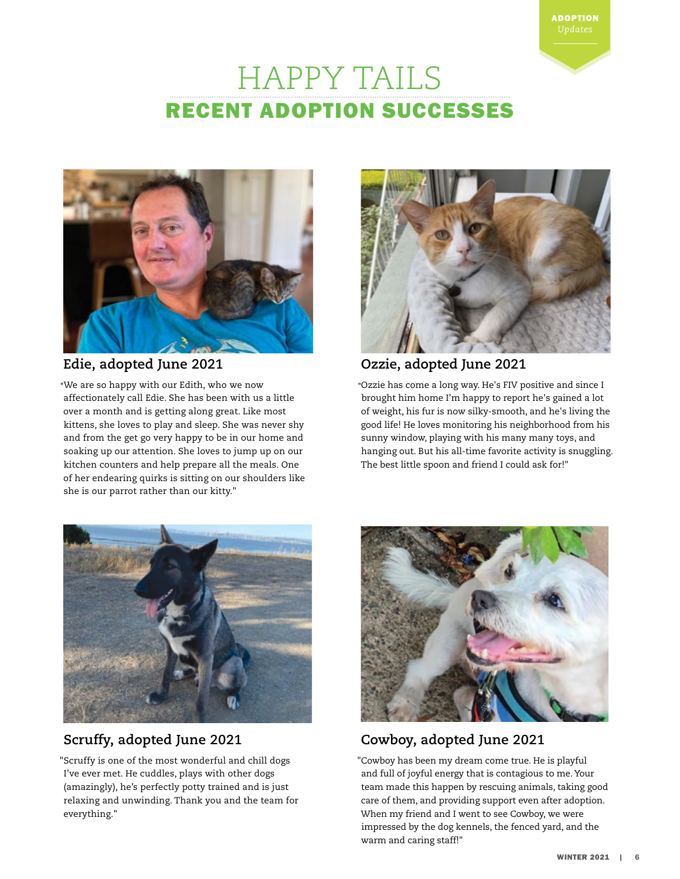ADOPTION *Updates*

# HAPPY TAILS

## RECENT ADOPTION SUCCESSES

### Edie, adopted June 2021

"We are so happy with our Edith, who we now affectionately call Edie. She has been with us a little over a month and is getting along great. Like most kittens, she loves to play and sleep. She was never shy and from the get go very happy to be in our home and soaking up our attention. She loves to jump up on our kitchen counters and help prepare all the meals. One of her endearing quirks is sitting on our shoulders like she is our parrot rather than our kitty."

### Ozzie, adopted June 2021

"Ozzie has come a long way. He's FIV positive and since I brought him home I'm happy to report he's gained a lot of weight, his fur is now silky-smooth, and he's living the good life! He loves monitoring his neighborhood from his sunny window, playing with his many many toys, and hanging out. But his all-time favorite activity is snuggling. The best little spoon and friend I could ask for!"

### Scruffy, adopted June 2021

"Scruffy is one of the most wonderful and chill dogs I've ever met. He cuddles, plays with other dogs (amazingly), he's perfectly potty trained and is just relaxing and unwinding. Thank you and the team for everything."

### Cowboy, adopted June 2021

"Cowboy has been my dream come true. He is playful and full of joyful energy that is contagious to me. Your team made this happen by rescuing animals, taking good care of them, and providing support even after adoption. When my friend and I went to see Cowboy, we were impressed by the dog kennels, the fenced yard, and the warm and caring staff!"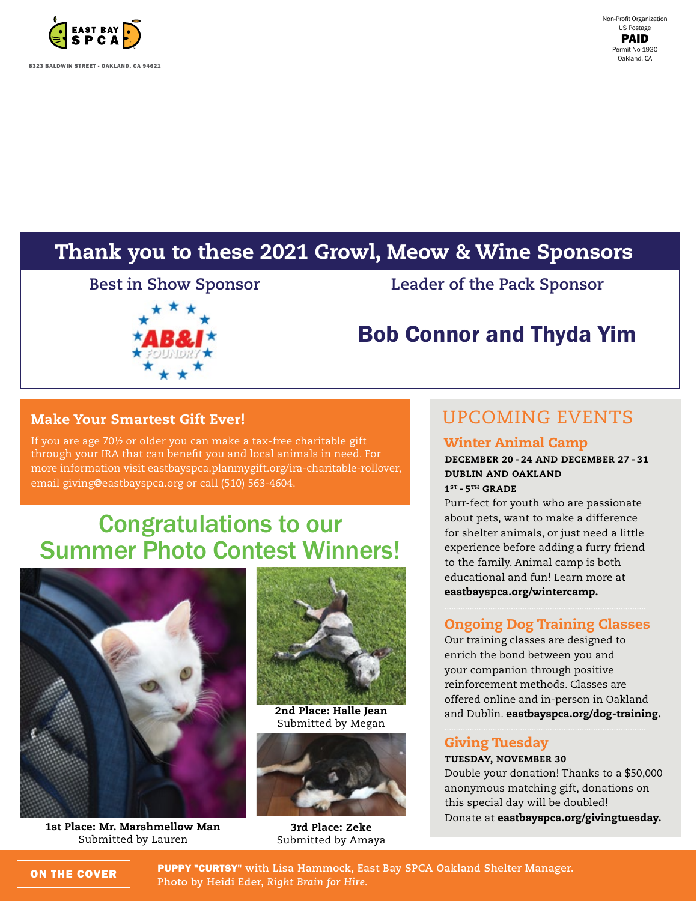EAST BAY SPCA

8323 BALDWIN STREET · OAKLAND, CA 94621

Non-Profit Organization
US Postage
PAID
Permit No 1930
Oakland, CA

## Thank you to these 2021 Growl, Meow & Wine Sponsors

**Best in Show Sponsor**

AB&I FOUNDRY

**Leader of the Pack Sponsor**

**Bob Connor and Thyda Yim**

### Make Your Smartest Gift Ever!

If you are age 70½ or older you can make a tax-free charitable gift through your IRA that can benefit you and local animals in need. For more information visit eastbayspca.planmygift.org/ira-charitable-rollover, email giving@eastbayspca.org or call (510) 563-4604.

## Congratulations to our Summer Photo Contest Winners!

**1st Place: Mr. Marshmellow Man**
Submitted by Lauren

**2nd Place: Halle Jean**
Submitted by Megan

**3rd Place: Zeke**
Submitted by Amaya

## UPCOMING EVENTS

### Winter Animal Camp

**DECEMBER 20 - 24 AND DECEMBER 27 - 31**
**DUBLIN AND OAKLAND**
**1ST - 5TH GRADE**

Purr-fect for youth who are passionate about pets, want to make a difference for shelter animals, or just need a little experience before adding a furry friend to the family. Animal camp is both educational and fun! Learn more at **eastbayspca.org/wintercamp.**

### Ongoing Dog Training Classes

Our training classes are designed to enrich the bond between you and your companion through positive reinforcement methods. Classes are offered online and in-person in Oakland and Dublin. **eastbayspca.org/dog-training.**

### Giving Tuesday

**TUESDAY, NOVEMBER 30**

Double your donation! Thanks to a $50,000 anonymous matching gift, donations on this special day will be doubled! Donate at **eastbayspca.org/givingtuesday.**

**ON THE COVER** **PUPPY "CURTSY"** with Lisa Hammock, East Bay SPCA Oakland Shelter Manager. Photo by Heidi Eder, *Right Brain for Hire.*